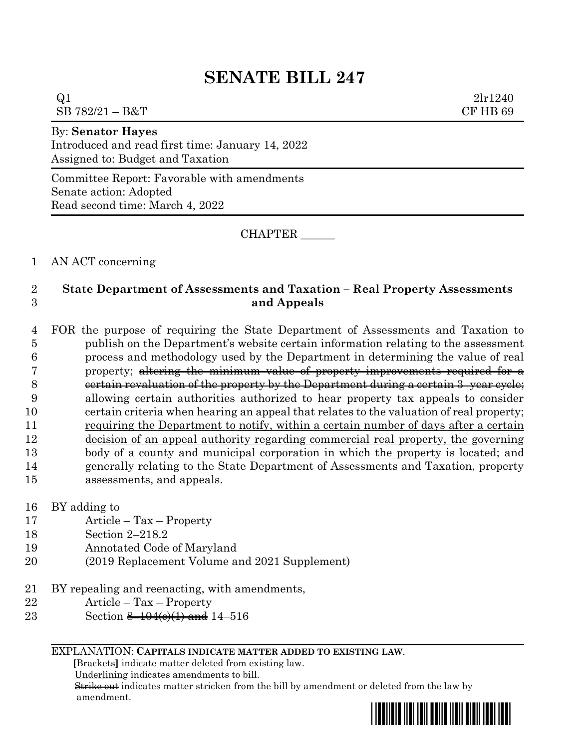# SENATE BILL 247

Q1 2lr1240
SB 782/21 – B&T CF HB 69

By: **Senator Hayes**
Introduced and read first time: January 14, 2022
Assigned to: Budget and Taxation

Committee Report: Favorable with amendments
Senate action: Adopted
Read second time: March 4, 2022

CHAPTER ______

AN ACT concerning

**State Department of Assessments and Taxation – Real Property Assessments and Appeals**

FOR the purpose of requiring the State Department of Assessments and Taxation to publish on the Department's website certain information relating to the assessment process and methodology used by the Department in determining the value of real property; ~~altering the minimum value of property improvements required for a certain revaluation of the property by the Department during a certain 3–year cycle;~~ allowing certain authorities authorized to hear property tax appeals to consider certain criteria when hearing an appeal that relates to the valuation of real property; <u>requiring the Department to notify, within a certain number of days after a certain decision of an appeal authority regarding commercial real property, the governing body of a county and municipal corporation in which the property is located;</u> and generally relating to the State Department of Assessments and Taxation, property assessments, and appeals.

BY adding to
Article – Tax – Property
Section 2–218.2
Annotated Code of Maryland
(2019 Replacement Volume and 2021 Supplement)

BY repealing and reenacting, with amendments,
Article – Tax – Property
Section ~~8–104(c)(1) and~~ 14–516

EXPLANATION: **CAPITALS INDICATE MATTER ADDED TO EXISTING LAW.**
**[**Brackets**]** indicate matter deleted from existing law.
<u>Underlining</u> indicates amendments to bill.
~~Strike out~~ indicates matter stricken from the bill by amendment or deleted from the law by amendment.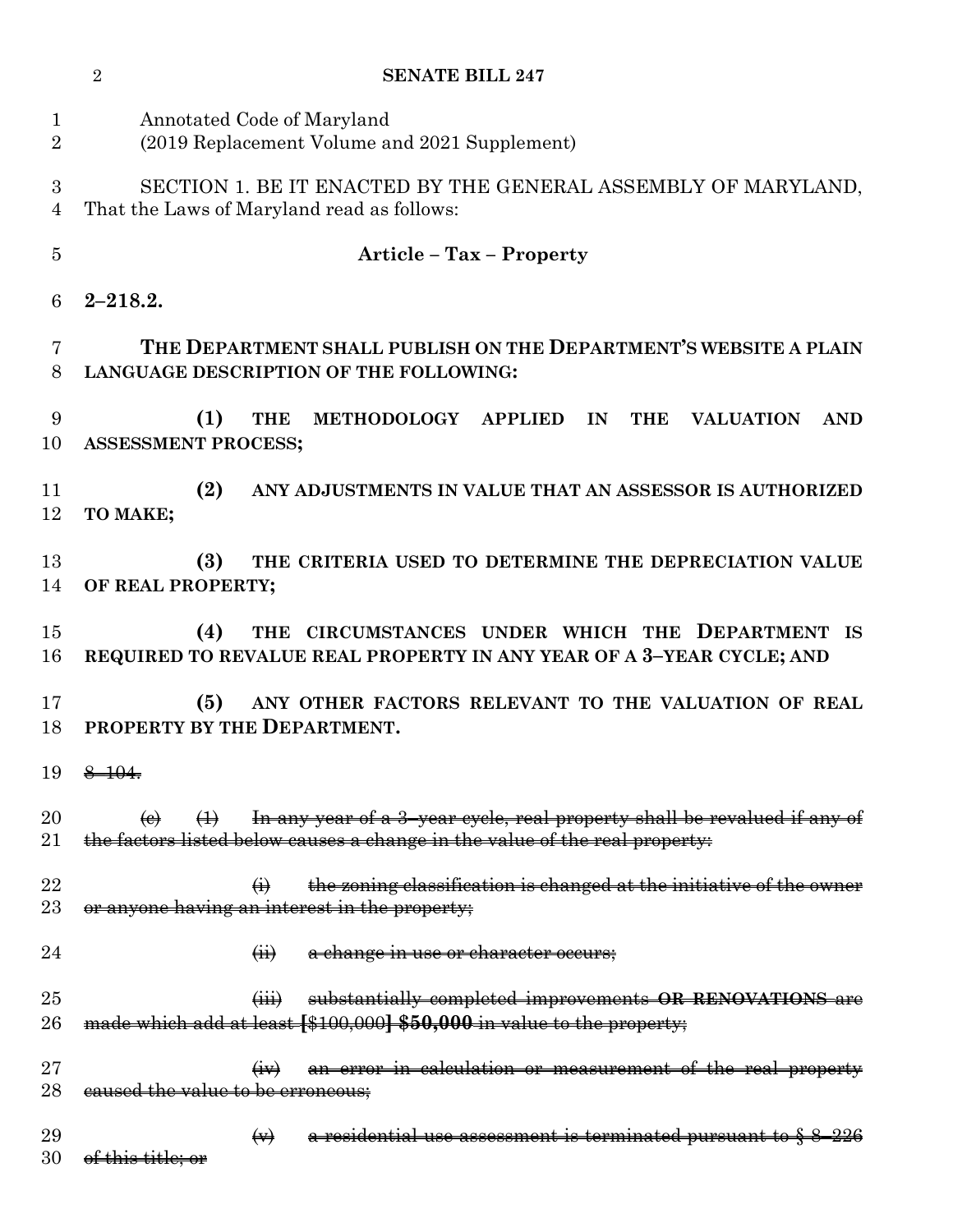Annotated Code of Maryland
(2019 Replacement Volume and 2021 Supplement)

SECTION 1. BE IT ENACTED BY THE GENERAL ASSEMBLY OF MARYLAND, That the Laws of Maryland read as follows:

**Article – Tax – Property**

**2–218.2.**

**THE DEPARTMENT SHALL PUBLISH ON THE DEPARTMENT'S WEBSITE A PLAIN LANGUAGE DESCRIPTION OF THE FOLLOWING:**

**(1) THE METHODOLOGY APPLIED IN THE VALUATION AND ASSESSMENT PROCESS;**

**(2) ANY ADJUSTMENTS IN VALUE THAT AN ASSESSOR IS AUTHORIZED TO MAKE;**

**(3) THE CRITERIA USED TO DETERMINE THE DEPRECIATION VALUE OF REAL PROPERTY;**

**(4) THE CIRCUMSTANCES UNDER WHICH THE DEPARTMENT IS REQUIRED TO REVALUE REAL PROPERTY IN ANY YEAR OF A 3–YEAR CYCLE; AND**

**(5) ANY OTHER FACTORS RELEVANT TO THE VALUATION OF REAL PROPERTY BY THE DEPARTMENT.**

~~8–104.~~

~~(e) (1) In any year of a 3–year cycle, real property shall be revalued if any of the factors listed below causes a change in the value of the real property:~~

~~(i) the zoning classification is changed at the initiative of the owner or anyone having an interest in the property;~~

~~(ii) a change in use or character occurs;~~

~~(iii) substantially completed improvements **OR RENOVATIONS** are made which add at least **[**$100,000**]** **$50,000** in value to the property;~~

~~(iv) an error in calculation or measurement of the real property caused the value to be erroneous;~~

~~(v) a residential use assessment is terminated pursuant to § 8–226 of this title; or~~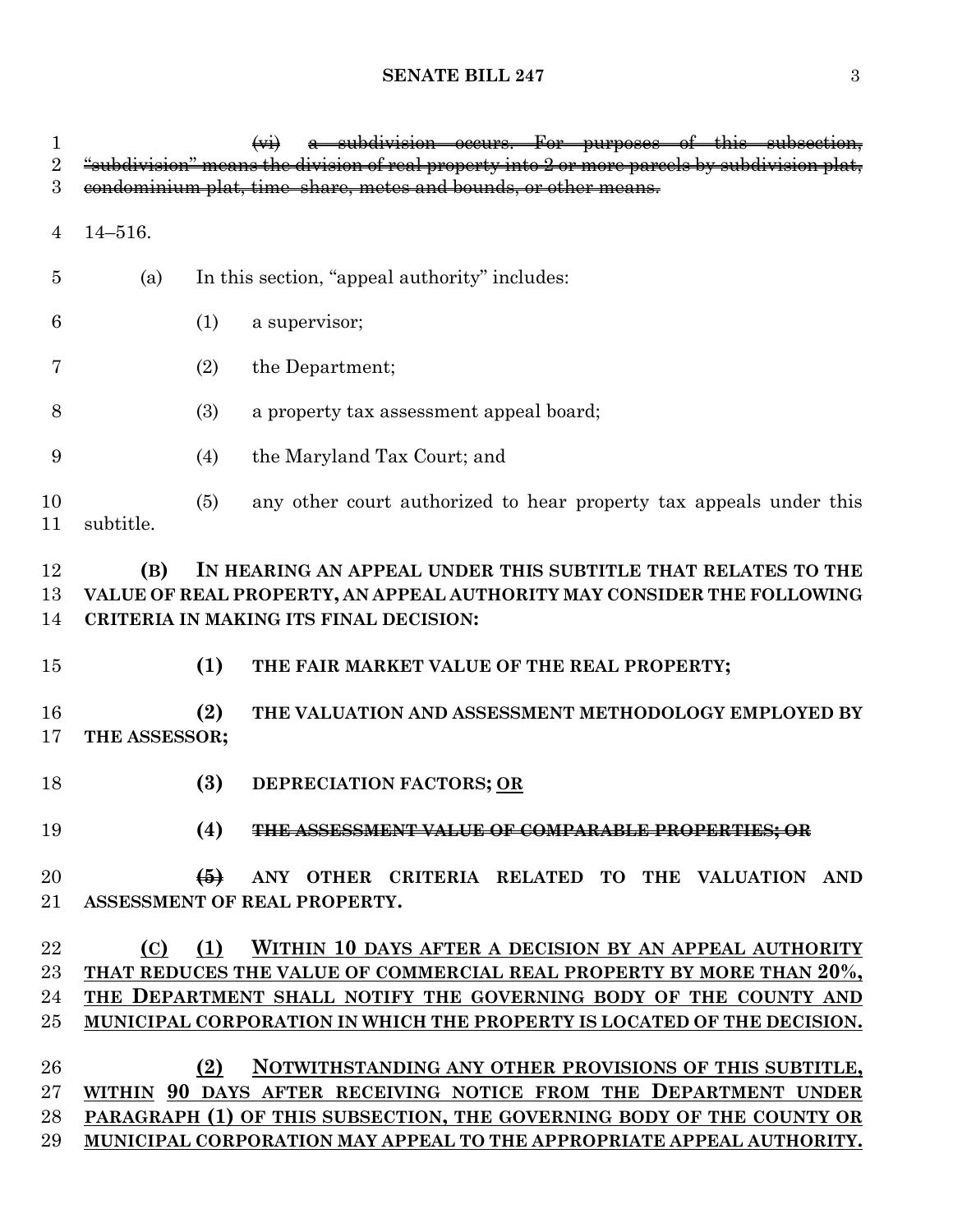~~(vi) a subdivision occurs. For purposes of this subsection, "subdivision" means the division of real property into 2 or more parcels by subdivision plat, condominium plat, time–share, metes and bounds, or other means.~~

14–516.

(a) In this section, "appeal authority" includes:

(1) a supervisor;

(2) the Department;

(3) a property tax assessment appeal board;

(4) the Maryland Tax Court; and

(5) any other court authorized to hear property tax appeals under this subtitle.

**(B) IN HEARING AN APPEAL UNDER THIS SUBTITLE THAT RELATES TO THE VALUE OF REAL PROPERTY, AN APPEAL AUTHORITY MAY CONSIDER THE FOLLOWING CRITERIA IN MAKING ITS FINAL DECISION:**

**(1) THE FAIR MARKET VALUE OF THE REAL PROPERTY;**

**(2) THE VALUATION AND ASSESSMENT METHODOLOGY EMPLOYED BY THE ASSESSOR;**

**(3) DEPRECIATION FACTORS;** <u>**OR**</u>

**(4)** ~~**THE ASSESSMENT VALUE OF COMPARABLE PROPERTIES; OR**~~

~~**(5)**~~ **ANY OTHER CRITERIA RELATED TO THE VALUATION AND ASSESSMENT OF REAL PROPERTY.**

<u>**(C) (1) WITHIN 10 DAYS AFTER A DECISION BY AN APPEAL AUTHORITY THAT REDUCES THE VALUE OF COMMERCIAL REAL PROPERTY BY MORE THAN 20%, THE DEPARTMENT SHALL NOTIFY THE GOVERNING BODY OF THE COUNTY AND MUNICIPAL CORPORATION IN WHICH THE PROPERTY IS LOCATED OF THE DECISION.**</u>

<u>**(2) NOTWITHSTANDING ANY OTHER PROVISIONS OF THIS SUBTITLE, WITHIN 90 DAYS AFTER RECEIVING NOTICE FROM THE DEPARTMENT UNDER PARAGRAPH (1) OF THIS SUBSECTION, THE GOVERNING BODY OF THE COUNTY OR MUNICIPAL CORPORATION MAY APPEAL TO THE APPROPRIATE APPEAL AUTHORITY.**</u>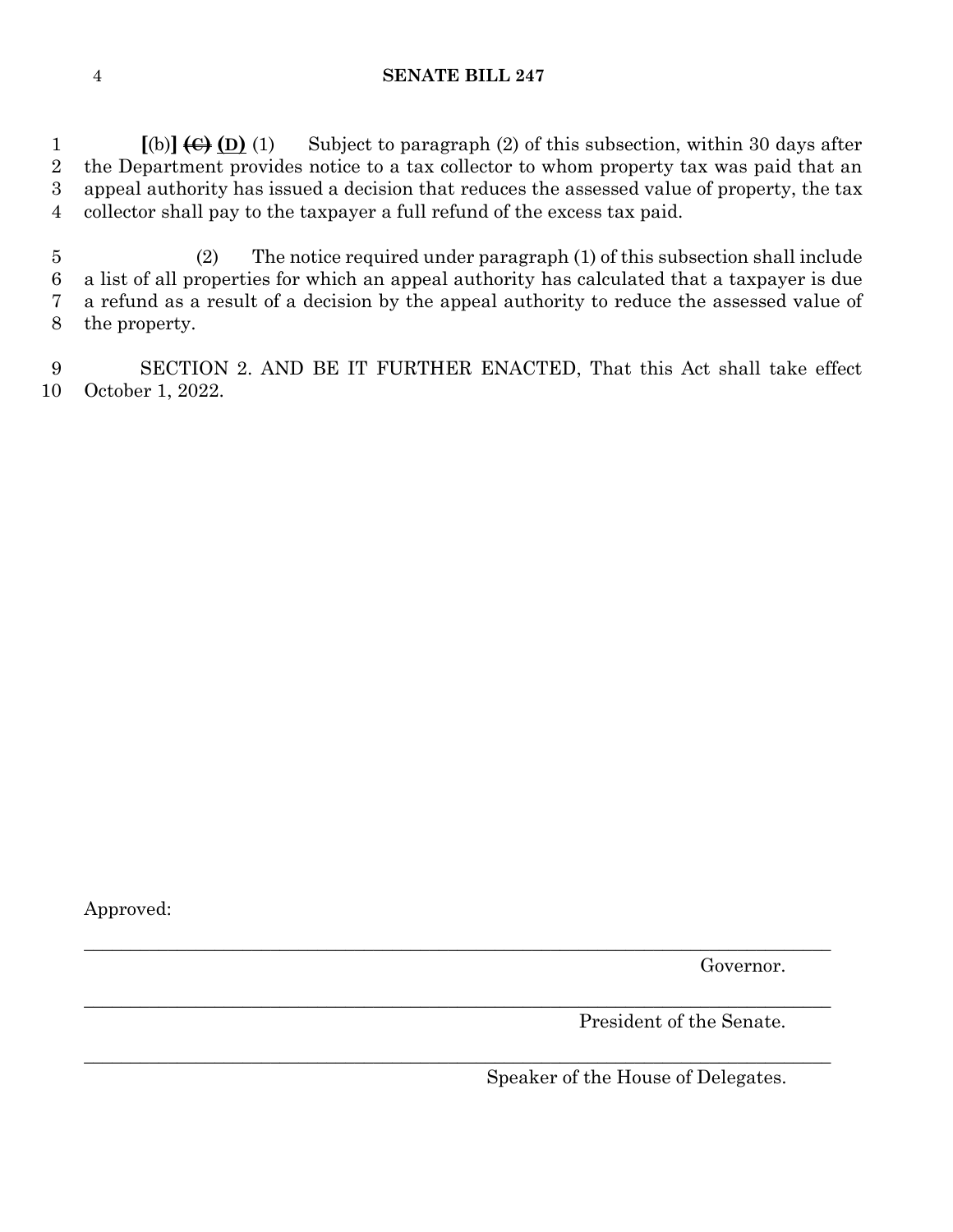**[**(b)**]** ~~(C)~~ **(D)** (1) Subject to paragraph (2) of this subsection, within 30 days after the Department provides notice to a tax collector to whom property tax was paid that an appeal authority has issued a decision that reduces the assessed value of property, the tax collector shall pay to the taxpayer a full refund of the excess tax paid.

(2) The notice required under paragraph (1) of this subsection shall include a list of all properties for which an appeal authority has calculated that a taxpayer is due a refund as a result of a decision by the appeal authority to reduce the assessed value of the property.

SECTION 2. AND BE IT FURTHER ENACTED, That this Act shall take effect October 1, 2022.

Approved:

\_\_\_\_\_\_\_\_\_\_\_\_\_\_\_\_\_\_\_\_\_\_\_\_\_\_\_\_\_\_\_\_\_\_\_\_\_\_\_\_\_\_\_\_

Governor.

\_\_\_\_\_\_\_\_\_\_\_\_\_\_\_\_\_\_\_\_\_\_\_\_\_\_\_\_\_\_\_\_\_\_\_\_\_\_\_\_\_\_\_\_

President of the Senate.

\_\_\_\_\_\_\_\_\_\_\_\_\_\_\_\_\_\_\_\_\_\_\_\_\_\_\_\_\_\_\_\_\_\_\_\_\_\_\_\_\_\_\_\_

Speaker of the House of Delegates.